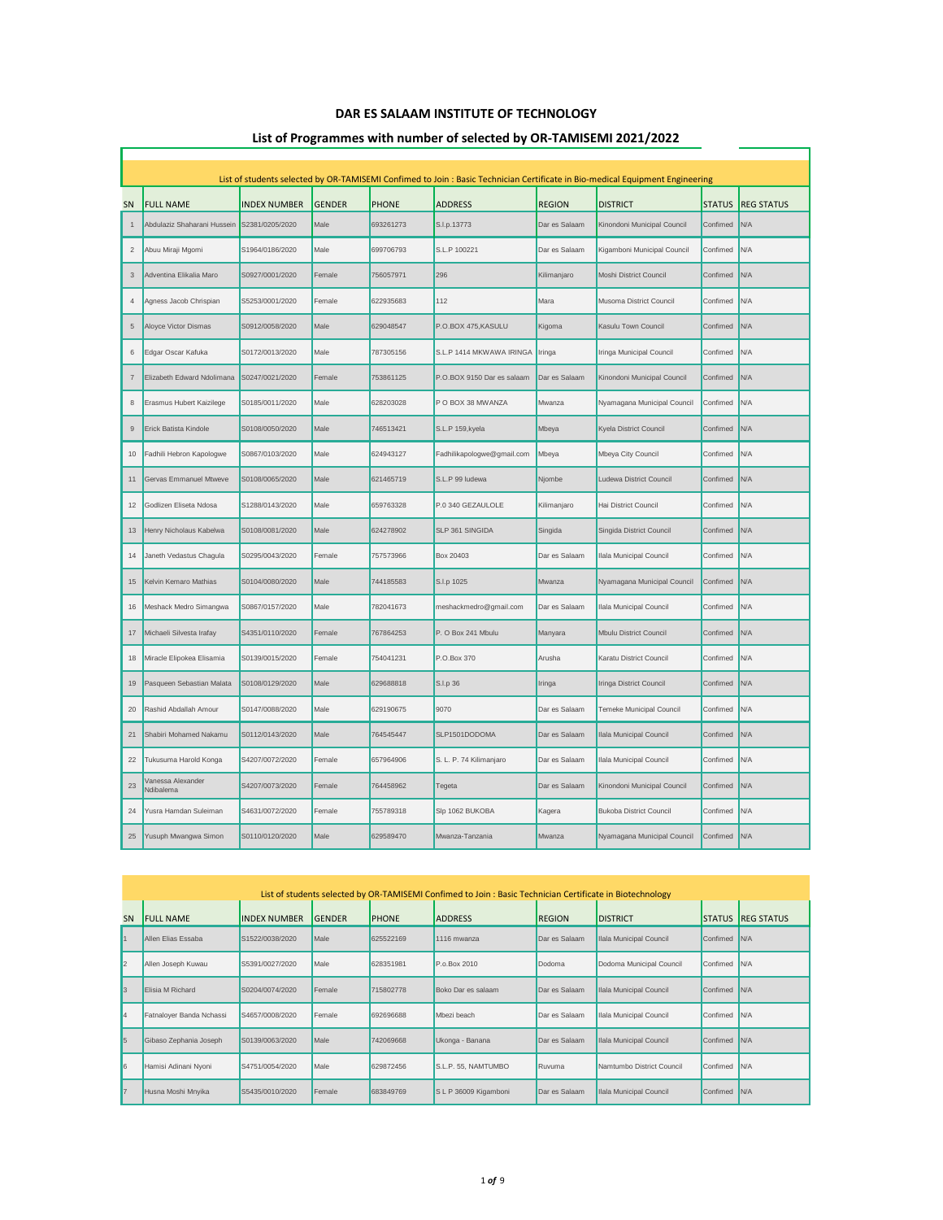# DAR ES SALAAM INSTITUTE OF TECHNOLOGY

## List of Programmes with number of selected by OR-TAMISEMI 2021/2022

List of students selected by OR-TAMISEMI Confimed to Join : Basic Technician Certificate in Bio-medical Equipment Engineering

| SN | FULL NAME | INDEX NUMBER | GENDER | PHONE | ADDRESS | REGION | DISTRICT | STATUS | REG STATUS |
|---|---|---|---|---|---|---|---|---|---|
| 1 | Abdulaziz Shaharani Hussein | S2381/0205/2020 | Male | 693261273 | S.l.p.13773 | Dar es Salaam | Kinondoni Municipal Council | Confimed | N/A |
| 2 | Abuu Miraji Mgomi | S1964/0186/2020 | Male | 699706793 | S.L.P 100221 | Dar es Salaam | Kigamboni Municipal Council | Confimed | N/A |
| 3 | Adventina Elikalia Maro | S0927/0001/2020 | Female | 756057971 | 296 | Kilimanjaro | Moshi District Council | Confimed | N/A |
| 4 | Agness Jacob Chrispian | S5253/0001/2020 | Female | 622935683 | 112 | Mara | Musoma District Council | Confimed | N/A |
| 5 | Aloyce Victor Dismas | S0912/0058/2020 | Male | 629048547 | P.O.BOX 475,KASULU | Kigoma | Kasulu Town Council | Confimed | N/A |
| 6 | Edgar Oscar Kafuka | S0172/0013/2020 | Male | 787305156 | S.L.P 1414 MKWAWA IRINGA | Iringa | Iringa Municipal Council | Confimed | N/A |
| 7 | Elizabeth Edward Ndolimana | S0247/0021/2020 | Female | 753861125 | P.O.BOX 9150 Dar es salaam | Dar es Salaam | Kinondoni Municipal Council | Confimed | N/A |
| 8 | Erasmus Hubert Kaizilege | S0185/0011/2020 | Male | 628203028 | P O BOX 38 MWANZA | Mwanza | Nyamagana Municipal Council | Confimed | N/A |
| 9 | Erick Batista Kindole | S0108/0050/2020 | Male | 746513421 | S.L.P 159,kyela | Mbeya | Kyela District Council | Confimed | N/A |
| 10 | Fadhili Hebron Kapologwe | S0867/0103/2020 | Male | 624943127 | Fadhilikapologwe@gmail.com | Mbeya | Mbeya City Council | Confimed | N/A |
| 11 | Gervas Emmanuel Mtweve | S0108/0065/2020 | Male | 621465719 | S.L.P 99 ludewa | Njombe | Ludewa District Council | Confimed | N/A |
| 12 | Godlizen Eliseta Ndosa | S1288/0143/2020 | Male | 659763328 | P.0 340 GEZAULOLE | Kilimanjaro | Hai District Council | Confimed | N/A |
| 13 | Henry Nicholaus Kabelwa | S0108/0081/2020 | Male | 624278902 | SLP 361 SINGIDA | Singida | Singida District Council | Confimed | N/A |
| 14 | Janeth Vedastus Chagula | S0295/0043/2020 | Female | 757573966 | Box 20403 | Dar es Salaam | Ilala Municipal Council | Confimed | N/A |
| 15 | Kelvin Kemaro Mathias | S0104/0080/2020 | Male | 744185583 | S.l.p 1025 | Mwanza | Nyamagana Municipal Council | Confimed | N/A |
| 16 | Meshack Medro Simangwa | S0867/0157/2020 | Male | 782041673 | meshackmedro@gmail.com | Dar es Salaam | Ilala Municipal Council | Confimed | N/A |
| 17 | Michaeli Silvesta Irafay | S4351/0110/2020 | Female | 767864253 | P. O Box 241 Mbulu | Manyara | Mbulu District Council | Confimed | N/A |
| 18 | Miracle Elipokea Elisamia | S0139/0015/2020 | Female | 754041231 | P.O.Box 370 | Arusha | Karatu District Council | Confimed | N/A |
| 19 | Pasqueen Sebastian Malata | S0108/0129/2020 | Male | 629688818 | S.l.p 36 | Iringa | Iringa District Council | Confimed | N/A |
| 20 | Rashid Abdallah Amour | S0147/0088/2020 | Male | 629190675 | 9070 | Dar es Salaam | Temeke Municipal Council | Confimed | N/A |
| 21 | Shabiri Mohamed Nakamu | S0112/0143/2020 | Male | 764545447 | SLP1501DODOMA | Dar es Salaam | Ilala Municipal Council | Confimed | N/A |
| 22 | Tukusuma Harold Konga | S4207/0072/2020 | Female | 657964906 | S. L. P. 74 Kilimanjaro | Dar es Salaam | Ilala Municipal Council | Confimed | N/A |
| 23 | Vanessa Alexander Ndibalema | S4207/0073/2020 | Female | 764458962 | Tegeta | Dar es Salaam | Kinondoni Municipal Council | Confimed | N/A |
| 24 | Yusra Hamdan Suleiman | S4631/0072/2020 | Female | 755789318 | Slp 1062 BUKOBA | Kagera | Bukoba District Council | Confimed | N/A |
| 25 | Yusuph Mwangwa Simon | S0110/0120/2020 | Male | 629589470 | Mwanza-Tanzania | Mwanza | Nyamagana Municipal Council | Confimed | N/A |

List of students selected by OR-TAMISEMI Confimed to Join : Basic Technician Certificate in Biotechnology

| SN | FULL NAME | INDEX NUMBER | GENDER | PHONE | ADDRESS | REGION | DISTRICT | STATUS | REG STATUS |
|---|---|---|---|---|---|---|---|---|---|
| 1 | Allen Elias Essaba | S1522/0038/2020 | Male | 625522169 | 1116 mwanza | Dar es Salaam | Ilala Municipal Council | Confimed | N/A |
| 2 | Allen Joseph Kuwau | S5391/0027/2020 | Male | 628351981 | P.o.Box 2010 | Dodoma | Dodoma Municipal Council | Confimed | N/A |
| 3 | Elisia M Richard | S0204/0074/2020 | Female | 715802778 | Boko Dar es salaam | Dar es Salaam | Ilala Municipal Council | Confimed | N/A |
| 4 | Fatnaloyer Banda Nchassi | S4657/0008/2020 | Female | 692696688 | Mbezi beach | Dar es Salaam | Ilala Municipal Council | Confimed | N/A |
| 5 | Gibaso Zephania Joseph | S0139/0063/2020 | Male | 742069668 | Ukonga - Banana | Dar es Salaam | Ilala Municipal Council | Confimed | N/A |
| 6 | Hamisi Adinani Nyoni | S4751/0054/2020 | Male | 629872456 | S.L.P. 55, NAMTUMBO | Ruvuma | Namtumbo District Council | Confimed | N/A |
| 7 | Husna Moshi Mnyika | S5435/0010/2020 | Female | 683849769 | S L P 36009 Kigamboni | Dar es Salaam | Ilala Municipal Council | Confimed | N/A |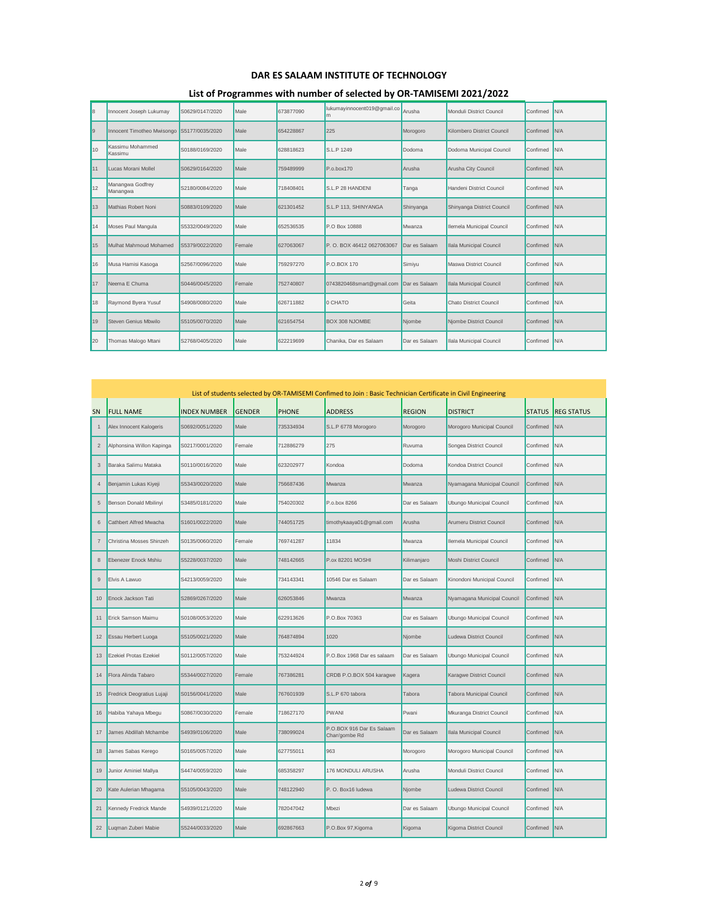## DAR ES SALAAM INSTITUTE OF TECHNOLOGY

## List of Programmes with number of selected by OR-TAMISEMI 2021/2022

| | | | | | | | | | |
|---|---|---|---|---|---|---|---|---|---|
| 8 | Innocent Joseph Lukumay | S0629/0147/2020 | Male | 673877090 | lukumayinnocent019@gmail.com | Arusha | Monduli District Council | Confirmed | N/A |
| 9 | Innocent Timotheo Mwisongo | S5177/0035/2020 | Male | 654228867 | 225 | Morogoro | Kilombero District Council | Confirmed | N/A |
| 10 | Kassimu Mohammed Kassimu | S0188/0169/2020 | Male | 628818623 | S.L.P 1249 | Dodoma | Dodoma Municipal Council | Confirmed | N/A |
| 11 | Lucas Morani Mollel | S0629/0164/2020 | Male | 759489999 | P.o.box170 | Arusha | Arusha City Council | Confirmed | N/A |
| 12 | Manangwa Godfrey Manangwa | S2180/0084/2020 | Male | 718408401 | S.L.P 28 HANDENI | Tanga | Handeni District Council | Confirmed | N/A |
| 13 | Mathias Robert Noni | S0883/0109/2020 | Male | 621301452 | S.L.P 113, SHINYANGA | Shinyanga | Shinyanga District Council | Confirmed | N/A |
| 14 | Moses Paul Mangula | S5332/0049/2020 | Male | 652536535 | P.O Box 10888 | Mwanza | Ilemela Municipal Council | Confirmed | N/A |
| 15 | Mulhat Mahmoud Mohamed | S5379/0022/2020 | Female | 627063067 | P. O. BOX 46412 0627063067 | Dar es Salaam | Ilala Municipal Council | Confirmed | N/A |
| 16 | Musa Hamisi Kasoga | S2567/0096/2020 | Male | 759297270 | P.O.BOX 170 | Simiyu | Maswa District Council | Confirmed | N/A |
| 17 | Neema E Chuma | S0446/0045/2020 | Female | 752740807 | 0743820468smart@gmail.com | Dar es Salaam | Ilala Municipal Council | Confirmed | N/A |
| 18 | Raymond Byera Yusuf | S4908/0080/2020 | Male | 626711882 | 0 CHATO | Geita | Chato District Council | Confirmed | N/A |
| 19 | Steven Genius Mbwilo | S5105/0070/2020 | Male | 621654754 | BOX 308 NJOMBE | Njombe | Njombe District Council | Confirmed | N/A |
| 20 | Thomas Malogo Mtani | S2768/0405/2020 | Male | 622219699 | Chanika, Dar es Salaam | Dar es Salaam | Ilala Municipal Council | Confirmed | N/A |

List of students selected by OR-TAMISEMI Confimed to Join : Basic Technician Certificate in Civil Engineering

| SN | FULL NAME | INDEX NUMBER | GENDER | PHONE | ADDRESS | REGION | DISTRICT | STATUS | REG STATUS |
|---|---|---|---|---|---|---|---|---|---|
| 1 | Alex Innocent Kalogeris | S0692/0051/2020 | Male | 735334934 | S.L.P 6778 Morogoro | Morogoro | Morogoro Municipal Council | Confirmed | N/A |
| 2 | Alphonsina Willon Kapinga | S0217/0001/2020 | Female | 712886279 | 275 | Ruvuma | Songea District Council | Confirmed | N/A |
| 3 | Baraka Salimu Mataka | S0110/0016/2020 | Male | 623202977 | Kondoa | Dodoma | Kondoa District Council | Confirmed | N/A |
| 4 | Benjamin Lukas Kiyeji | S5343/0020/2020 | Male | 756687436 | Mwanza | Mwanza | Nyamagana Municipal Council | Confirmed | N/A |
| 5 | Benson Donald Mbilinyi | S3485/0181/2020 | Male | 754020302 | P.o.box 8266 | Dar es Salaam | Ubungo Municipal Council | Confirmed | N/A |
| 6 | Cathbert Alfred Mwacha | S1601/0022/2020 | Male | 744051725 | timothykaaya01@gmail.com | Arusha | Arumeru District Council | Confirmed | N/A |
| 7 | Christina Mosses Shinzeh | S0135/0060/2020 | Female | 769741287 | 11834 | Mwanza | Ilemela Municipal Council | Confirmed | N/A |
| 8 | Ebenezer Enock Mshiu | S5228/0037/2020 | Male | 748142665 | P.ox 82201 MOSHI | Kilimanjaro | Moshi District Council | Confirmed | N/A |
| 9 | Elvis A Lawuo | S4213/0059/2020 | Male | 734143341 | 10546 Dar es Salaam | Dar es Salaam | Kinondoni Municipal Council | Confirmed | N/A |
| 10 | Enock Jackson Tati | S2869/0267/2020 | Male | 626053846 | Mwanza | Mwanza | Nyamagana Municipal Council | Confirmed | N/A |
| 11 | Erick Samson Maimu | S0108/0053/2020 | Male | 622913626 | P.O.Box 70363 | Dar es Salaam | Ubungo Municipal Council | Confirmed | N/A |
| 12 | Essau Herbert Luoga | S5105/0021/2020 | Male | 764874894 | 1020 | Njombe | Ludewa District Council | Confirmed | N/A |
| 13 | Ezekiel Protas Ezekiel | S0112/0057/2020 | Male | 753244924 | P.O.Box 1968 Dar es salaam | Dar es Salaam | Ubungo Municipal Council | Confirmed | N/A |
| 14 | Flora Alinda Tabaro | S5344/0027/2020 | Female | 767386281 | CRDB P.O.BOX 504 karagwe | Kagera | Karagwe District Council | Confirmed | N/A |
| 15 | Fredrick Deogratius Lujaji | S0156/0041/2020 | Male | 767601939 | S.L.P 670 tabora | Tabora | Tabora Municipal Council | Confirmed | N/A |
| 16 | Habiba Yahaya Mbegu | S0867/0030/2020 | Female | 718627170 | PWANI | Pwani | Mkuranga District Council | Confirmed | N/A |
| 17 | James Abdillah Mchambe | S4939/0106/2020 | Male | 738099024 | P.O.BOX 916 Dar Es Salaam Chan'gombe Rd | Dar es Salaam | Ilala Municipal Council | Confirmed | N/A |
| 18 | James Sabas Kerego | S0165/0057/2020 | Male | 627755011 | 963 | Morogoro | Morogoro Municipal Council | Confirmed | N/A |
| 19 | Junior Aminiel Mallya | S4474/0059/2020 | Male | 685358297 | 176 MONDULI ARUSHA | Arusha | Monduli District Council | Confirmed | N/A |
| 20 | Kate Aulerian Mhagama | S5105/0043/2020 | Male | 748122940 | P. O. Box16 ludewa | Njombe | Ludewa District Council | Confirmed | N/A |
| 21 | Kennedy Fredrick Mande | S4939/0121/2020 | Male | 782047042 | Mbezi | Dar es Salaam | Ubungo Municipal Council | Confirmed | N/A |
| 22 | Luqman Zuberi Mabie | S5244/0033/2020 | Male | 692867663 | P.O.Box 97,Kigoma | Kigoma | Kigoma District Council | Confirmed | N/A |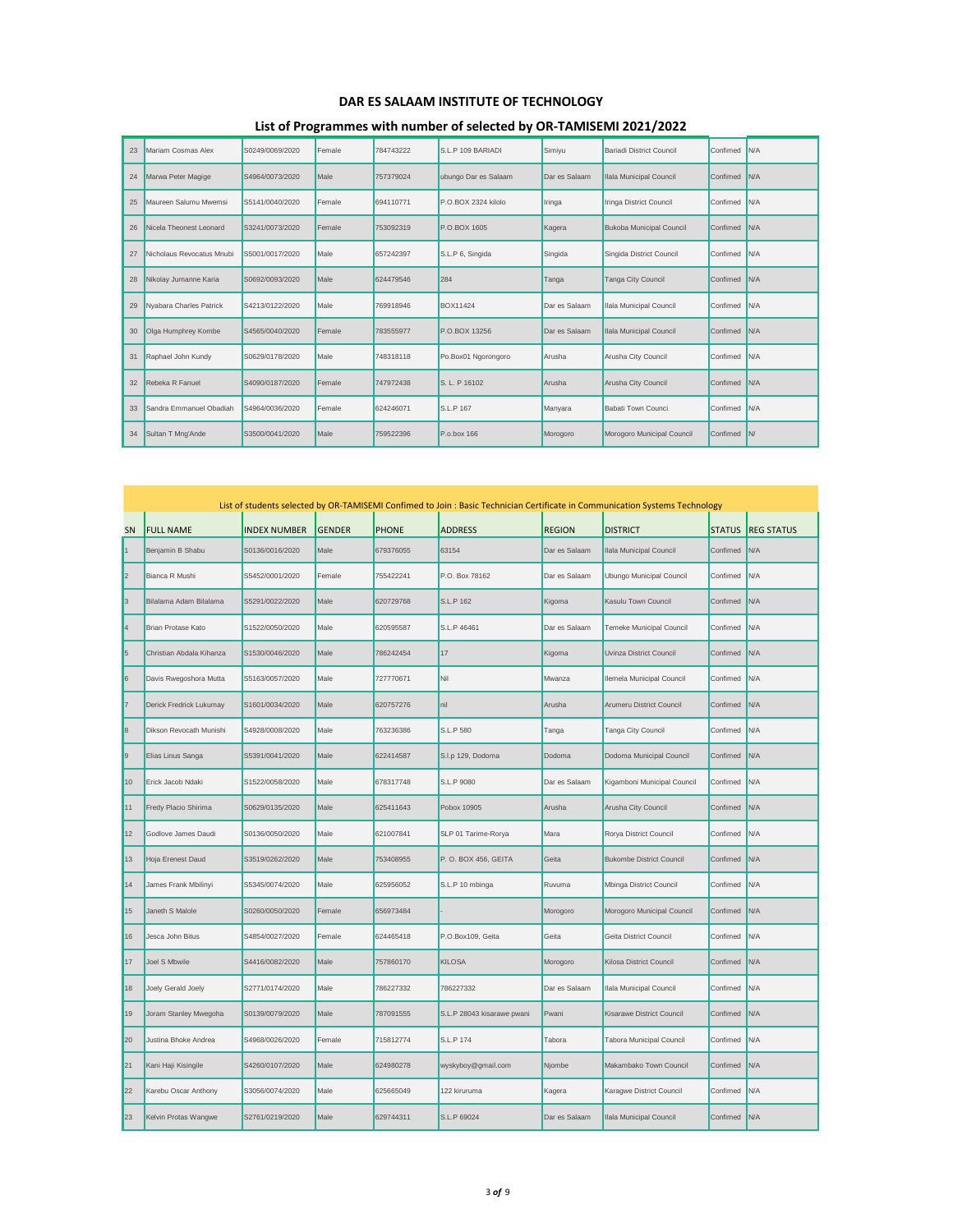# DAR ES SALAAM INSTITUTE OF TECHNOLOGY

## List of Programmes with number of selected by OR-TAMISEMI 2021/2022

| | | | | | | | | | |
|---|---|---|---|---|---|---|---|---|---|
| 23 | Mariam Cosmas Alex | S0249/0069/2020 | Female | 784743222 | S.L.P 109 BARIADI | Simiyu | Bariadi District Council | Confirmed | N/A |
| 24 | Marwa Peter Magige | S4964/0073/2020 | Male | 757379024 | ubungo Dar es Salaam | Dar es Salaam | Ilala Municipal Council | Confirmed | N/A |
| 25 | Maureen Salumu Mwemsi | S5141/0040/2020 | Female | 694110771 | P.O.BOX 2324 kilolo | Iringa | Iringa District Council | Confirmed | N/A |
| 26 | Nicela Theonest Leonard | S3241/0073/2020 | Female | 753092319 | P.O.BOX 1605 | Kagera | Bukoba Municipal Council | Confirmed | N/A |
| 27 | Nicholaus Revocatus Mnubi | S5001/0017/2020 | Male | 657242397 | S.L.P 6, Singida | Singida | Singida District Council | Confirmed | N/A |
| 28 | Nikolay Jumanne Karia | S0692/0093/2020 | Male | 624479546 | 284 | Tanga | Tanga City Council | Confirmed | N/A |
| 29 | Nyabara Charles Patrick | S4213/0122/2020 | Male | 769918946 | BOX11424 | Dar es Salaam | Ilala Municipal Council | Confirmed | N/A |
| 30 | Olga Humphrey Kombe | S4565/0040/2020 | Female | 783555977 | P.O.BOX 13256 | Dar es Salaam | Ilala Municipal Council | Confirmed | N/A |
| 31 | Raphael John Kundy | S0629/0178/2020 | Male | 748318118 | Po.Box01 Ngorongoro | Arusha | Arusha City Council | Confirmed | N/A |
| 32 | Rebeka R Fanuel | S4090/0187/2020 | Female | 747972438 | S. L. P 16102 | Arusha | Arusha City Council | Confirmed | N/A |
| 33 | Sandra Emmanuel Obadiah | S4964/0036/2020 | Female | 624246071 | S.L.P 167 | Manyara | Babati Town Counci | Confirmed | N/A |
| 34 | Sultan T Mng'Ande | S3500/0041/2020 | Male | 759522396 | P.o.box 166 | Morogoro | Morogoro Municipal Council | Confirmed | N/ |

List of students selected by OR-TAMISEMI Confimed to Join : Basic Technician Certificate in Communication Systems Technology

| SN | FULL NAME | INDEX NUMBER | GENDER | PHONE | ADDRESS | REGION | DISTRICT | STATUS | REG STATUS |
|---|---|---|---|---|---|---|---|---|---|
| 1 | Benjamin B Shabu | S0136/0016/2020 | Male | 679376055 | 63154 | Dar es Salaam | Ilala Municipal Council | Confirmed | N/A |
| 2 | Bianca R Mushi | S5452/0001/2020 | Female | 755422241 | P.O. Box 78162 | Dar es Salaam | Ubungo Municipal Council | Confirmed | N/A |
| 3 | Bilalama Adam Bilalama | S5291/0022/2020 | Male | 620729768 | S.L.P 162 | Kigoma | Kasulu Town Council | Confirmed | N/A |
| 4 | Brian Protase Kato | S1522/0050/2020 | Male | 620595587 | S.L.P 46461 | Dar es Salaam | Temeke Municipal Council | Confirmed | N/A |
| 5 | Christian Abdala Kihanza | S1530/0046/2020 | Male | 786242454 | 17 | Kigoma | Uvinza District Council | Confirmed | N/A |
| 6 | Davis Rwegoshora Mutta | S5163/0057/2020 | Male | 727770671 | Nil | Mwanza | Ilemela Municipal Council | Confirmed | N/A |
| 7 | Derick Fredrick Lukumay | S1601/0034/2020 | Male | 620757276 | nil | Arusha | Arumeru District Council | Confirmed | N/A |
| 8 | Dikson Revocath Munishi | S4928/0008/2020 | Male | 763236386 | S.L.P 580 | Tanga | Tanga City Council | Confirmed | N/A |
| 9 | Elias Linus Sanga | S5391/0041/2020 | Male | 622414587 | S.l.p 129, Dodoma | Dodoma | Dodoma Municipal Council | Confirmed | N/A |
| 10 | Erick Jacob Ndaki | S1522/0058/2020 | Male | 678317748 | S.L.P 9080 | Dar es Salaam | Kigamboni Municipal Council | Confirmed | N/A |
| 11 | Fredy Placio Shirima | S0629/0135/2020 | Male | 625411643 | Pobox 10905 | Arusha | Arusha City Council | Confirmed | N/A |
| 12 | Godlove James Daudi | S0136/0050/2020 | Male | 621007841 | SLP 01 Tarime-Rorya | Mara | Rorya District Council | Confirmed | N/A |
| 13 | Hoja Erenest Daud | S3519/0262/2020 | Male | 753408955 | P. O. BOX 456, GEITA | Geita | Bukombe District Council | Confirmed | N/A |
| 14 | James Frank Mbilinyi | S5345/0074/2020 | Male | 625956052 | S.L.P 10 mbinga | Ruvuma | Mbinga District Council | Confirmed | N/A |
| 15 | Janeth S Malole | S0260/0050/2020 | Female | 656973484 | - | Morogoro | Morogoro Municipal Council | Confirmed | N/A |
| 16 | Jesca John Bitus | S4854/0027/2020 | Female | 624465418 | P.O.Box109, Geita | Geita | Geita District Council | Confirmed | N/A |
| 17 | Joel S Mbwile | S4416/0082/2020 | Male | 757860170 | KILOSA | Morogoro | Kilosa District Council | Confirmed | N/A |
| 18 | Joely Gerald Joely | S2771/0174/2020 | Male | 786227332 | 786227332 | Dar es Salaam | Ilala Municipal Council | Confirmed | N/A |
| 19 | Joram Stanley Mwegoha | S0139/0079/2020 | Male | 787091555 | S.L.P 28043 kisarawe pwani | Pwani | Kisarawe District Council | Confirmed | N/A |
| 20 | Justina Bhoke Andrea | S4968/0026/2020 | Female | 715812774 | S.L.P 174 | Tabora | Tabora Municipal Council | Confirmed | N/A |
| 21 | Kani Haji Kisingile | S4260/0107/2020 | Male | 624980278 | wyskyboy@gmail.com | Njombe | Makambako Town Council | Confirmed | N/A |
| 22 | Karebu Oscar Anthony | S3056/0074/2020 | Male | 625665049 | 122 kiruruma | Kagera | Karagwe District Council | Confirmed | N/A |
| 23 | Kelvin Protas Wangwe | S2761/0219/2020 | Male | 629744311 | S.L.P 69024 | Dar es Salaam | Ilala Municipal Council | Confirmed | N/A |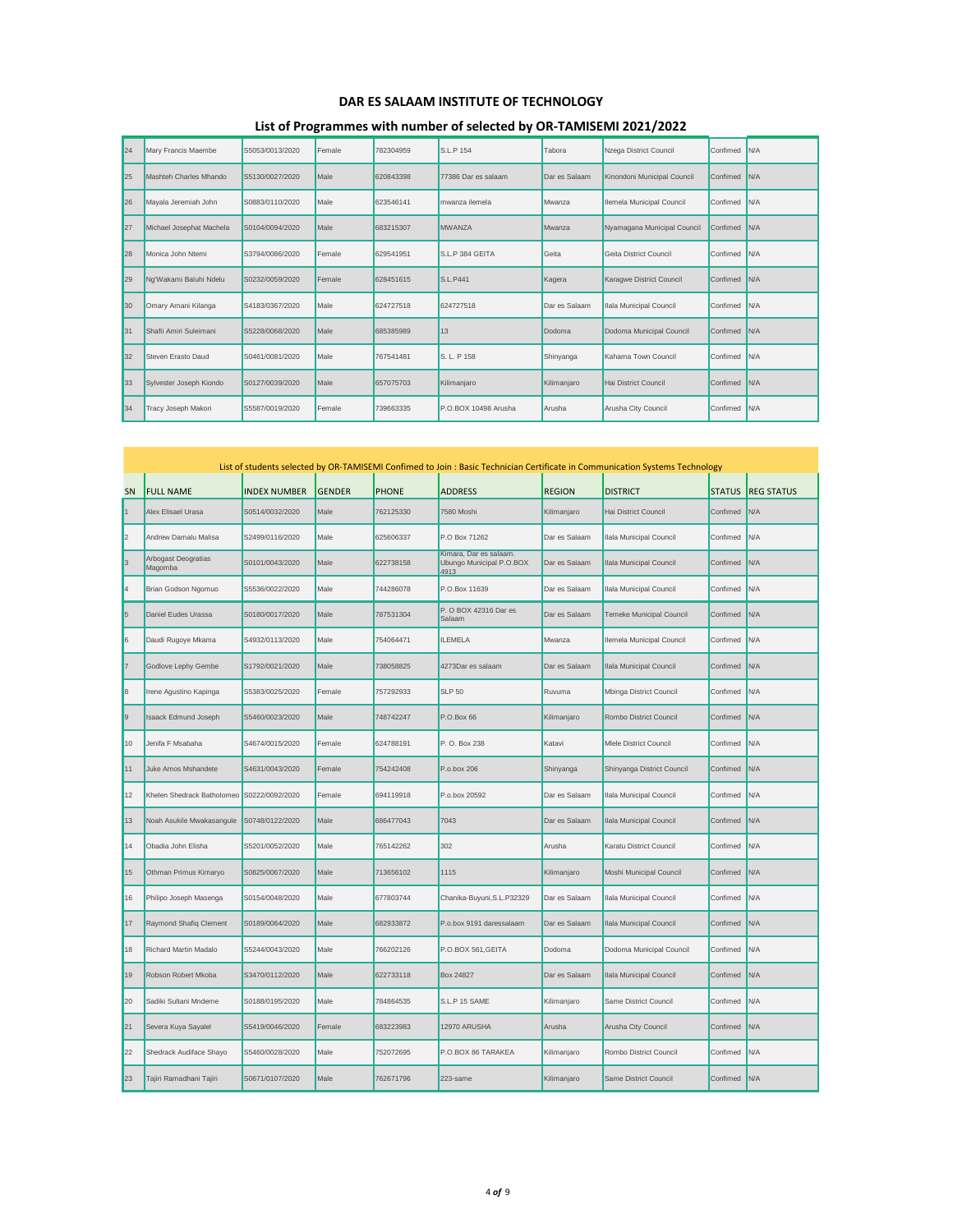## DAR ES SALAAM INSTITUTE OF TECHNOLOGY

## List of Programmes with number of selected by OR-TAMISEMI 2021/2022

| | | | | | | | | | |
|---|---|---|---|---|---|---|---|---|---|
| 24 | Mary Francis Maembe | S5053/0013/2020 | Female | 782304959 | S.L.P 154 | Tabora | Nzega District Council | Confirmed | N/A |
| 25 | Mashteh Charles Mhando | S5130/0027/2020 | Male | 620843398 | 77386 Dar es salaam | Dar es Salaam | Kinondoni Municipal Council | Confirmed | N/A |
| 26 | Mayala Jeremiah John | S0883/0110/2020 | Male | 623546141 | mwanza ilemela | Mwanza | Ilemela Municipal Council | Confirmed | N/A |
| 27 | Michael Josephat Machela | S0104/0094/2020 | Male | 683215307 | MWANZA | Mwanza | Nyamagana Municipal Council | Confirmed | N/A |
| 28 | Monica John Ntemi | S3794/0086/2020 | Female | 629541951 | S.L.P 384 GEITA | Geita | Geita District Council | Confirmed | N/A |
| 29 | Ng'Wakami Baluhi Ndelu | S0232/0059/2020 | Female | 628451615 | S.L.P441 | Kagera | Karagwe District Council | Confirmed | N/A |
| 30 | Omary Amani Kilanga | S4183/0367/2020 | Male | 624727518 | 624727518 | Dar es Salaam | Ilala Municipal Council | Confirmed | N/A |
| 31 | Shafii Amiri Suleimani | S5228/0068/2020 | Male | 685385989 | 13 | Dodoma | Dodoma Municipal Council | Confirmed | N/A |
| 32 | Steven Erasto Daud | S0461/0081/2020 | Male | 767541481 | S. L. P 158 | Shinyanga | Kahama Town Council | Confirmed | N/A |
| 33 | Sylvester Joseph Kiondo | S0127/0039/2020 | Male | 657075703 | Kilimanjaro | Kilimanjaro | Hai District Council | Confirmed | N/A |
| 34 | Tracy Joseph Makori | S5587/0019/2020 | Female | 739663335 | P.O.BOX 10498 Arusha | Arusha | Arusha City Council | Confirmed | N/A |

List of students selected by OR-TAMISEMI Confimed to Join : Basic Technician Certificate in Communication Systems Technology

| SN | FULL NAME | INDEX NUMBER | GENDER | PHONE | ADDRESS | REGION | DISTRICT | STATUS | REG STATUS |
|---|---|---|---|---|---|---|---|---|---|
| 1 | Alex Elisael Urasa | S0514/0032/2020 | Male | 762125330 | 7580 Moshi | Kilimanjaro | Hai District Council | Confirmed | N/A |
| 2 | Andrew Damalu Malisa | S2499/0116/2020 | Male | 625606337 | P.O Box 71262 | Dar es Salaam | Ilala Municipal Council | Confirmed | N/A |
| 3 | Arbogast Deogratias Magomba | S0101/0043/2020 | Male | 622738158 | Kimara, Dar es salaam. Ubungo Municipal P.O.BOX 4913 | Dar es Salaam | Ilala Municipal Council | Confirmed | N/A |
| 4 | Brian Godson Ngomuo | S5536/0022/2020 | Male | 744286078 | P.O.Box 11639 | Dar es Salaam | Ilala Municipal Council | Confirmed | N/A |
| 5 | Daniel Eudes Urassa | S0180/0017/2020 | Male | 787531304 | P. O BOX 42316 Dar es Salaam | Dar es Salaam | Temeke Municipal Council | Confirmed | N/A |
| 6 | Daudi Rugoye Mkama | S4932/0113/2020 | Male | 754064471 | ILEMELA | Mwanza | Ilemela Municipal Council | Confirmed | N/A |
| 7 | Godlove Lephy Gembe | S1792/0021/2020 | Male | 738058825 | 4273Dar es salaam | Dar es Salaam | Ilala Municipal Council | Confirmed | N/A |
| 8 | Irene Agustino Kapinga | S5383/0025/2020 | Female | 757292933 | SLP 50 | Ruvuma | Mbinga District Council | Confirmed | N/A |
| 9 | Isaack Edmund Joseph | S5460/0023/2020 | Male | 748742247 | P.O.Box 66 | Kilimanjaro | Rombo District Council | Confirmed | N/A |
| 10 | Jenifa F Msabaha | S4674/0015/2020 | Female | 624788191 | P. O. Box 238 | Katavi | Mlele District Council | Confirmed | N/A |
| 11 | Juke Amos Mshandete | S4631/0043/2020 | Female | 754242408 | P.o.box 206 | Shinyanga | Shinyanga District Council | Confirmed | N/A |
| 12 | Khelen Shedrack Batholomeo | S0222/0092/2020 | Female | 694119918 | P.o.box 20592 | Dar es Salaam | Ilala Municipal Council | Confirmed | N/A |
| 13 | Noah Asukile Mwakasangule | S0748/0122/2020 | Male | 686477043 | 7043 | Dar es Salaam | Ilala Municipal Council | Confirmed | N/A |
| 14 | Obadia John Elisha | S5201/0052/2020 | Male | 765142262 | 302 | Arusha | Karatu District Council | Confirmed | N/A |
| 15 | Othman Primus Kimaryo | S0825/0067/2020 | Male | 713656102 | 1115 | Kilimanjaro | Moshi Municipal Council | Confirmed | N/A |
| 16 | Philipo Joseph Masenga | S0154/0048/2020 | Male | 677803744 | Chanika-Buyuni,S.L.P32329 | Dar es Salaam | Ilala Municipal Council | Confirmed | N/A |
| 17 | Raymond Shafiq Clement | S0189/0064/2020 | Male | 682933872 | P.o.box 9191 daressalaam | Dar es Salaam | Ilala Municipal Council | Confirmed | N/A |
| 18 | Richard Martin Madalo | S5244/0043/2020 | Male | 766202126 | P.O.BOX 561,GEITA | Dodoma | Dodoma Municipal Council | Confirmed | N/A |
| 19 | Robson Robert Mkoba | S3470/0112/2020 | Male | 622733118 | Box 24827 | Dar es Salaam | Ilala Municipal Council | Confirmed | N/A |
| 20 | Sadiki Sultani Mndeme | S0188/0195/2020 | Male | 784864535 | S.L.P 15 SAME | Kilimanjaro | Same District Council | Confirmed | N/A |
| 21 | Severa Kuya Sayalel | S5419/0046/2020 | Female | 683223983 | 12970 ARUSHA | Arusha | Arusha City Council | Confirmed | N/A |
| 22 | Shedrack Audiface Shayo | S5460/0028/2020 | Male | 752072695 | P.O.BOX 86 TARAKEA | Kilimanjaro | Rombo District Council | Confirmed | N/A |
| 23 | Tajiri Ramadhani Tajiri | S0671/0107/2020 | Male | 762671796 | 223-same | Kilimanjaro | Same District Council | Confirmed | N/A |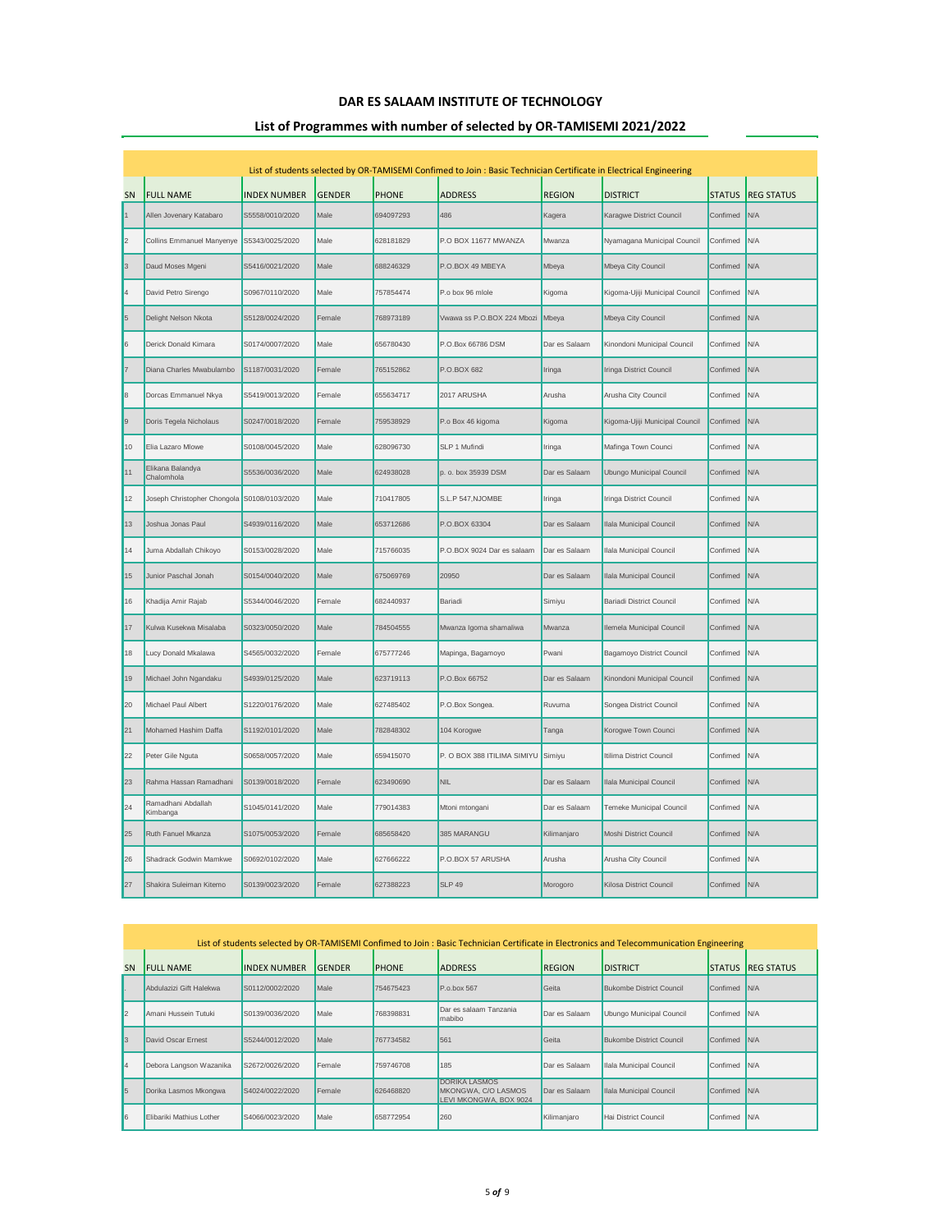# DAR ES SALAAM INSTITUTE OF TECHNOLOGY

## List of Programmes with number of selected by OR-TAMISEMI 2021/2022

List of students selected by OR-TAMISEMI Confimed to Join : Basic Technician Certificate in Electrical Engineering

| SN | FULL NAME | INDEX NUMBER | GENDER | PHONE | ADDRESS | REGION | DISTRICT | STATUS | REG STATUS |
|---|---|---|---|---|---|---|---|---|---|
| 1 | Allen Jovenary Katabaro | S5558/0010/2020 | Male | 694097293 | 486 | Kagera | Karagwe District Council | Confirmed | N/A |
| 2 | Collins Emmanuel Manyenye | S5343/0025/2020 | Male | 628181829 | P.O BOX 11677 MWANZA | Mwanza | Nyamagana Municipal Council | Confirmed | N/A |
| 3 | Daud Moses Mgeni | S5416/0021/2020 | Male | 688246329 | P.O.BOX 49 MBEYA | Mbeya | Mbeya City Council | Confirmed | N/A |
| 4 | David Petro Sirengo | S0967/0110/2020 | Male | 757854474 | P.o box 96 mlole | Kigoma | Kigoma-Ujiji Municipal Council | Confirmed | N/A |
| 5 | Delight Nelson Nkota | S5128/0024/2020 | Female | 768973189 | Vwawa ss P.O.BOX 224 Mbozi | Mbeya | Mbeya City Council | Confirmed | N/A |
| 6 | Derick Donald Kimara | S0174/0007/2020 | Male | 656780430 | P.O.Box 66786 DSM | Dar es Salaam | Kinondoni Municipal Council | Confirmed | N/A |
| 7 | Diana Charles Mwabulambo | S1187/0031/2020 | Female | 765152862 | P.O.BOX 682 | Iringa | Iringa District Council | Confirmed | N/A |
| 8 | Dorcas Emmanuel Nkya | S5419/0013/2020 | Female | 655634717 | 2017 ARUSHA | Arusha | Arusha City Council | Confirmed | N/A |
| 9 | Doris Tegela Nicholaus | S0247/0018/2020 | Female | 759538929 | P.o Box 46 kigoma | Kigoma | Kigoma-Ujiji Municipal Council | Confirmed | N/A |
| 10 | Elia Lazaro Mlowe | S0108/0045/2020 | Male | 628096730 | SLP 1 Mufindi | Iringa | Mafinga Town Counci | Confirmed | N/A |
| 11 | Elikana Balandya Chalomhola | S5536/0036/2020 | Male | 624938028 | p. o. box 35939 DSM | Dar es Salaam | Ubungo Municipal Council | Confirmed | N/A |
| 12 | Joseph Christopher Chongola | S0108/0103/2020 | Male | 710417805 | S.L.P 547,NJOMBE | Iringa | Iringa District Council | Confirmed | N/A |
| 13 | Joshua Jonas Paul | S4939/0116/2020 | Male | 653712686 | P.O.BOX 63304 | Dar es Salaam | Ilala Municipal Council | Confirmed | N/A |
| 14 | Juma Abdallah Chikoyo | S0153/0028/2020 | Male | 715766035 | P.O.BOX 9024 Dar es salaam | Dar es Salaam | Ilala Municipal Council | Confirmed | N/A |
| 15 | Junior Paschal Jonah | S0154/0040/2020 | Male | 675069769 | 20950 | Dar es Salaam | Ilala Municipal Council | Confirmed | N/A |
| 16 | Khadija Amir Rajab | S5344/0046/2020 | Female | 682440937 | Bariadi | Simiyu | Bariadi District Council | Confirmed | N/A |
| 17 | Kulwa Kusekwa Misalaba | S0323/0050/2020 | Male | 784504555 | Mwanza Igoma shamaliwa | Mwanza | Ilemela Municipal Council | Confirmed | N/A |
| 18 | Lucy Donald Mkalawa | S4565/0032/2020 | Female | 675777246 | Mapinga, Bagamoyo | Pwani | Bagamoyo District Council | Confirmed | N/A |
| 19 | Michael John Ngandaku | S4939/0125/2020 | Male | 623719113 | P.O.Box 66752 | Dar es Salaam | Kinondoni Municipal Council | Confirmed | N/A |
| 20 | Michael Paul Albert | S1220/0176/2020 | Male | 627485402 | P.O.Box Songea. | Ruvuma | Songea District Council | Confirmed | N/A |
| 21 | Mohamed Hashim Daffa | S1192/0101/2020 | Male | 782848302 | 104 Korogwe | Tanga | Korogwe Town Counci | Confirmed | N/A |
| 22 | Peter Gile Nguta | S0658/0057/2020 | Male | 659415070 | P. O BOX 388 ITILIMA SIMIYU | Simiyu | Itilima District Council | Confirmed | N/A |
| 23 | Rahma Hassan Ramadhani | S0139/0018/2020 | Female | 623490690 | NIL | Dar es Salaam | Ilala Municipal Council | Confirmed | N/A |
| 24 | Ramadhani Abdallah Kimbanga | S1045/0141/2020 | Male | 779014383 | Mtoni mtongani | Dar es Salaam | Temeke Municipal Council | Confirmed | N/A |
| 25 | Ruth Fanuel Mkanza | S1075/0053/2020 | Female | 685658420 | 385 MARANGU | Kilimanjaro | Moshi District Council | Confirmed | N/A |
| 26 | Shadrack Godwin Mamkwe | S0692/0102/2020 | Male | 627666222 | P.O.BOX 57 ARUSHA | Arusha | Arusha City Council | Confirmed | N/A |
| 27 | Shakira Suleiman Kitemo | S0139/0023/2020 | Female | 627388223 | SLP 49 | Morogoro | Kilosa District Council | Confirmed | N/A |

List of students selected by OR-TAMISEMI Confimed to Join : Basic Technician Certificate in Electronics and Telecommunication Engineering

| SN | FULL NAME | INDEX NUMBER | GENDER | PHONE | ADDRESS | REGION | DISTRICT | STATUS | REG STATUS |
|---|---|---|---|---|---|---|---|---|---|
| . | Abdulazizi Gift Halekwa | S0112/0002/2020 | Male | 754675423 | P.o.box 567 | Geita | Bukombe District Council | Confirmed | N/A |
| 2 | Amani Hussein Tutuki | S0139/0036/2020 | Male | 768398831 | Dar es salaam Tanzania mabibo | Dar es Salaam | Ubungo Municipal Council | Confirmed | N/A |
| 3 | David Oscar Ernest | S5244/0012/2020 | Male | 767734582 | 561 | Geita | Bukombe District Council | Confirmed | N/A |
| 4 | Debora Langson Wazanika | S2672/0026/2020 | Female | 759746708 | 185 | Dar es Salaam | Ilala Municipal Council | Confirmed | N/A |
| 5 | Dorika Lasmos Mkongwa | S4024/0022/2020 | Female | 626468820 | DORIKA LASMOS MKONGWA, C/O LASMOS LEVI MKONGWA, BOX 9024 | Dar es Salaam | Ilala Municipal Council | Confirmed | N/A |
| 6 | Elibariki Mathius Lother | S4066/0023/2020 | Male | 658772954 | 260 | Kilimanjaro | Hai District Council | Confirmed | N/A |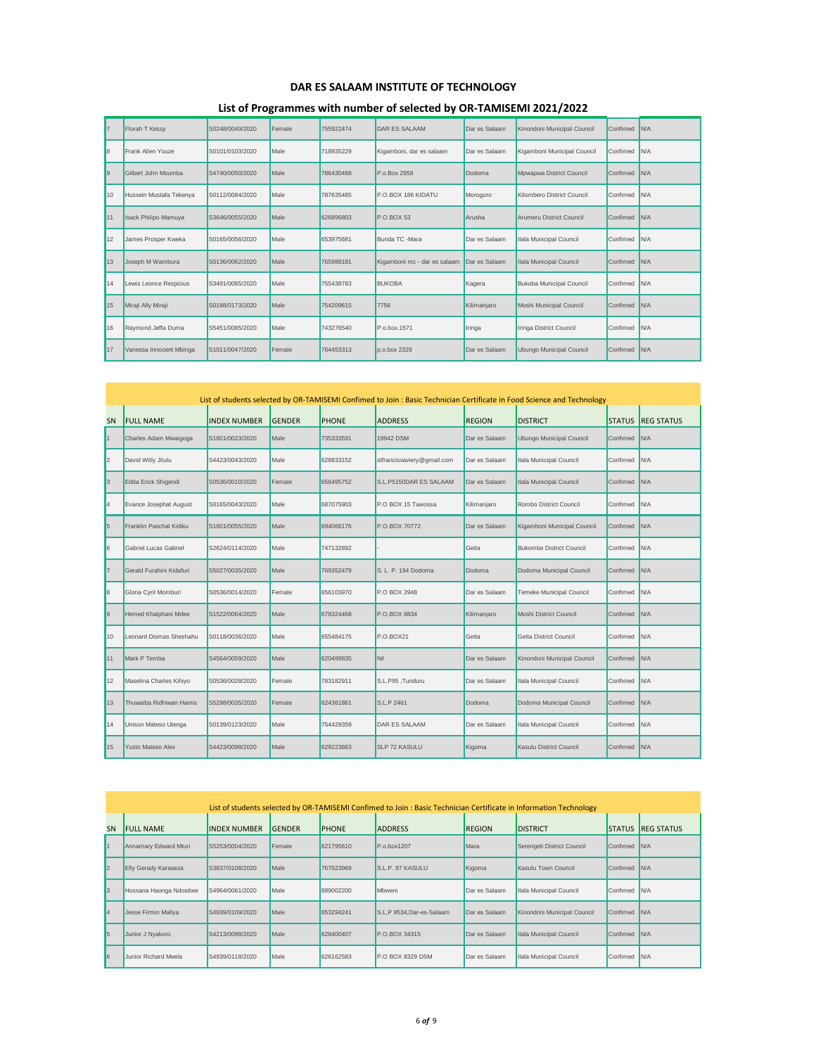# DAR ES SALAAM INSTITUTE OF TECHNOLOGY

## List of Programmes with number of selected by OR-TAMISEMI 2021/2022

| | | | | | | | | | |
|---|---|---|---|---|---|---|---|---|---|
| 7 | Florah T Kessy | S0248/0049/2020 | Female | 755922474 | DAR ES SALAAM | Dar es Salaam | Kinondoni Municipal Council | Confirmed | N/A |
| 8 | Frank Allen Youze | S0101/0103/2020 | Male | 718935229 | Kigamboni, dar es salaam | Dar es Salaam | Kigamboni Municipal Council | Confirmed | N/A |
| 9 | Gilbert John Msumba | S4740/0050/2020 | Male | 786430488 | P.o.Box 2958 | Dodoma | Mpwapwa District Council | Confirmed | N/A |
| 10 | Hussein Mustafa Tekenya | S0112/0084/2020 | Male | 787635485 | P.O.BOX 186 KIDATU | Morogoro | Kilombero District Council | Confirmed | N/A |
| 11 | Isack Philipo Mamuya | S3646/0055/2020 | Male | 626896803 | P.O.BOX 53 | Arusha | Arumeru District Council | Confirmed | N/A |
| 12 | James Prosper Kweka | S0165/0056/2020 | Male | 653975681 | Bunda TC -Mara | Dar es Salaam | Ilala Municipal Council | Confirmed | N/A |
| 13 | Joseph M Wambura | S0136/0062/2020 | Male | 765988181 | Kigamboni mc - dar es salaam | Dar es Salaam | Ilala Municipal Council | Confirmed | N/A |
| 14 | Lewis Leonce Respicius | S3491/0085/2020 | Male | 755438783 | BUKOBA | Kagera | Bukoba Municipal Council | Confirmed | N/A |
| 15 | Miraji Ally Miraji | S0188/0173/2020 | Male | 754209615 | 7756 | Kilimanjaro | Moshi Municipal Council | Confirmed | N/A |
| 16 | Raymond Jeffa Duma | S5451/0085/2020 | Male | 743276540 | P.o.box.1571 | Iringa | Iringa District Council | Confirmed | N/A |
| 17 | Vanessa Innocent Mbinga | S1011/0047/2020 | Female | 764453313 | p.o.box 2329 | Dar es Salaam | Ubungo Municipal Council | Confirmed | N/A |

List of students selected by OR-TAMISEMI Confimed to Join : Basic Technician Certificate in Food Science and Technology

| SN | FULL NAME | INDEX NUMBER | GENDER | PHONE | ADDRESS | REGION | DISTRICT | STATUS | REG STATUS |
|---|---|---|---|---|---|---|---|---|---|
| 1 | Charles Adam Mwaigoga | S1601/0023/2020 | Male | 735333591 | 19942 DSM | Dar es Salaam | Ubungo Municipal Council | Confirmed | N/A |
| 2 | David Willy Jilulu | S4423/0043/2020 | Male | 628833152 | stfrancisxaviery@gmail.com | Dar es Salaam | Ilala Municipal Council | Confirmed | N/A |
| 3 | Edda Erick Shigendi | S0536/0010/2020 | Female | 656495752 | S.L.P5150DAR ES SALAAM | Dar es Salaam | Ilala Municipal Council | Confirmed | N/A |
| 4 | Evance Josephat August | S0165/0043/2020 | Male | 687075903 | P.O BOX 15 Tawossa | Kilimanjaro | Rombo District Council | Confirmed | N/A |
| 5 | Franklin Paschal Kidiku | S1601/0055/2020 | Male | 694066176 | P.O.BOX 70772 | Dar es Salaam | Kigamboni Municipal Council | Confirmed | N/A |
| 6 | Gabriel Lucas Gabriel | S2624/0114/2020 | Male | 747132892 | - | Geita | Bukombe District Council | Confirmed | N/A |
| 7 | Gerald Furahini Kidafuri | S5027/0035/2020 | Male | 769352479 | S. L. P. 194 Dodoma | Dodoma | Dodoma Municipal Council | Confirmed | N/A |
| 8 | Gloria Cyril Momburi | S0536/0014/2020 | Female | 656103970 | P.O BOX 2948 | Dar es Salaam | Temeke Municipal Council | Confirmed | N/A |
| 9 | Hemed Khalphani Mdee | S1522/0064/2020 | Male | 678324468 | P.O.BOX 8834 | Kilimanjaro | Moshi District Council | Confirmed | N/A |
| 10 | Leonard Dismas Sheshahu | S0118/0036/2020 | Male | 655484175 | P.O.BOX21 | Geita | Geita District Council | Confirmed | N/A |
| 11 | Mark P Temba | S4564/0059/2020 | Male | 620499835 | Nil | Dar es Salaam | Kinondoni Municipal Council | Confirmed | N/A |
| 12 | Maselina Charles Kihiyo | S0536/0028/2020 | Female | 783182911 | S.L.P95 ,Tunduru | Dar es Salaam | Ilala Municipal Council | Confirmed | N/A |
| 13 | Thuwaiba Ridhiwan Hamis | S5298/0035/2020 | Female | 624361861 | S.L.P 2461 | Dodoma | Dodoma Municipal Council | Confirmed | N/A |
| 14 | Unison Mateso Utenga | S0139/0123/2020 | Male | 754429359 | DAR ES SALAAM | Dar es Salaam | Ilala Municipal Council | Confirmed | N/A |
| 15 | Yusto Mateso Alex | S4423/0098/2020 | Male | 629223863 | SLP 72 KASULU | Kigoma | Kasulu District Council | Confirmed | N/A |

List of students selected by OR-TAMISEMI Confimed to Join : Basic Technician Certificate in Information Technology

| SN | FULL NAME | INDEX NUMBER | GENDER | PHONE | ADDRESS | REGION | DISTRICT | STATUS | REG STATUS |
|---|---|---|---|---|---|---|---|---|---|
| 1 | Annamary Edward Mturi | S5253/0004/2020 | Female | 621795610 | P.o.box1207 | Mara | Serengeti District Council | Confirmed | N/A |
| 2 | Elly Gerady Karaseza | S3837/0108/2020 | Male | 767023969 | S.L.P. 97 KASULU | Kigoma | Kasulu Town Council | Confirmed | N/A |
| 3 | Hossana Haonga Ndositwe | S4964/0061/2020 | Male | 689002200 | Mbweni | Dar es Salaam | Ilala Municipal Council | Confirmed | N/A |
| 4 | Jesse Firmin Mallya | S4939/0109/2020 | Male | 653294241 | S.L.P 9534,Dar-es-Salaam | Dar es Salaam | Kinondoni Municipal Council | Confirmed | N/A |
| 5 | Junior J Nyakoro | S4213/0098/2020 | Male | 628400407 | P.O.BOX 34315 | Dar es Salaam | Ilala Municipal Council | Confirmed | N/A |
| 6 | Junior Richard Meela | S4939/0118/2020 | Male | 626162583 | P.O BOX 8329 DSM | Dar es Salaam | Ilala Municipal Council | Confirmed | N/A |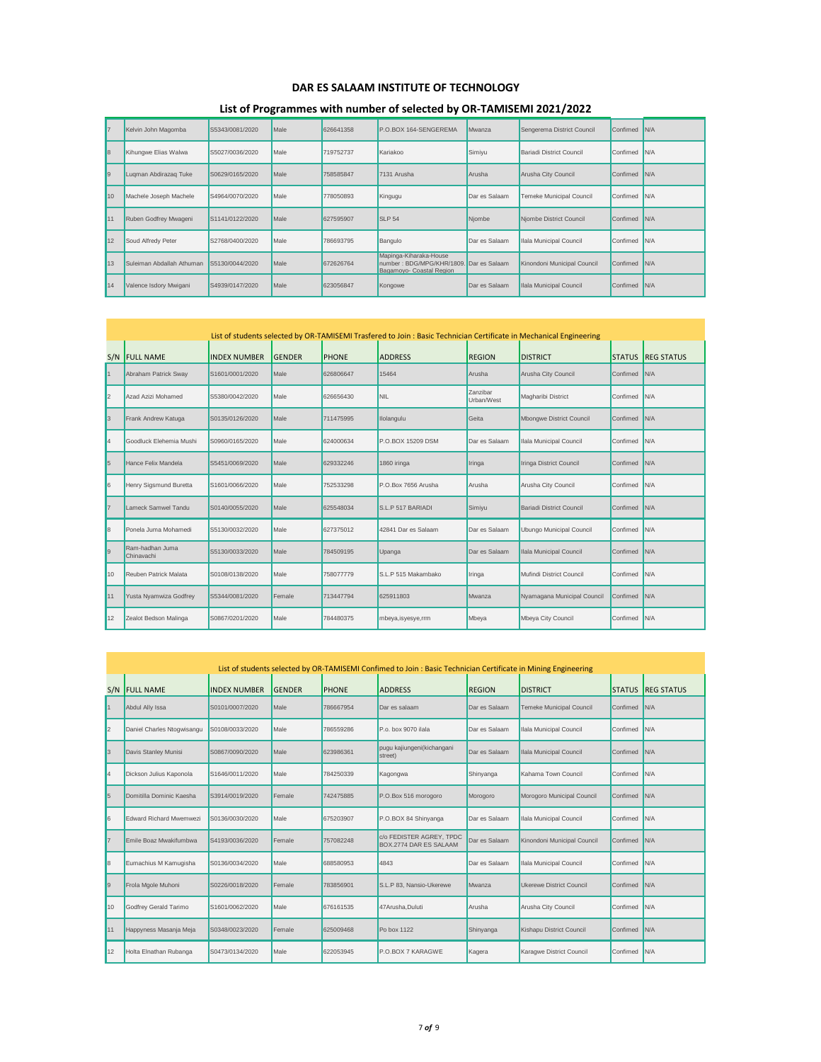# DAR ES SALAAM INSTITUTE OF TECHNOLOGY

## List of Programmes with number of selected by OR-TAMISEMI 2021/2022

| S/N | FULL NAME | INDEX NUMBER | GENDER | PHONE | ADDRESS | REGION | DISTRICT | STATUS | REG STATUS |
|---|---|---|---|---|---|---|---|---|---|
| 7 | Kelvin John Magomba | S5343/0081/2020 | Male | 626641358 | P.O.BOX 164-SENGEREMA | Mwanza | Sengerema District Council | Confirmed | N/A |
| 8 | Kihungwe Elias Walwa | S5027/0036/2020 | Male | 719752737 | Kariakoo | Simiyu | Bariadi District Council | Confirmed | N/A |
| 9 | Luqman Abdirazaq Tuke | S0629/0165/2020 | Male | 758585847 | 7131 Arusha | Arusha | Arusha City Council | Confirmed | N/A |
| 10 | Machele Joseph Machele | S4964/0070/2020 | Male | 778050893 | Kingugu | Dar es Salaam | Temeke Municipal Council | Confirmed | N/A |
| 11 | Ruben Godfrey Mwageni | S1141/0122/2020 | Male | 627595907 | SLP 54 | Njombe | Njombe District Council | Confirmed | N/A |
| 12 | Soud Alfredy Peter | S2768/0400/2020 | Male | 786693795 | Bangulo | Dar es Salaam | Ilala Municipal Council | Confirmed | N/A |
| 13 | Suleiman Abdallah Athuman | S5130/0044/2020 | Male | 672626764 | Mapinga-Kiharaka-House number : BDG/MPG/KHR/1809. Bagamoyo- Coastal Region | Dar es Salaam | Kinondoni Municipal Council | Confirmed | N/A |
| 14 | Valence Isdory Mwigani | S4939/0147/2020 | Male | 623056847 | Kongowe | Dar es Salaam | Ilala Municipal Council | Confirmed | N/A |

List of students selected by OR-TAMISEMI Trasfered to Join : Basic Technician Certificate in Mechanical Engineering

| S/N | FULL NAME | INDEX NUMBER | GENDER | PHONE | ADDRESS | REGION | DISTRICT | STATUS | REG STATUS |
|---|---|---|---|---|---|---|---|---|---|
| 1 | Abraham Patrick Sway | S1601/0001/2020 | Male | 626806647 | 15464 | Arusha | Arusha City Council | Confirmed | N/A |
| 2 | Azad Azizi Mohamed | S5380/0042/2020 | Male | 626656430 | NIL | Zanzibar Urban/West | Magharibi District | Confirmed | N/A |
| 3 | Frank Andrew Katuga | S0135/0126/2020 | Male | 711475995 | Ilolangulu | Geita | Mbongwe District Council | Confirmed | N/A |
| 4 | Goodluck Elehemia Mushi | S0960/0165/2020 | Male | 624000634 | P.O.BOX 15209 DSM | Dar es Salaam | Ilala Municipal Council | Confirmed | N/A |
| 5 | Hance Felix Mandela | S5451/0069/2020 | Male | 629332246 | 1860 iringa | Iringa | Iringa District Council | Confirmed | N/A |
| 6 | Henry Sigsmund Buretta | S1601/0066/2020 | Male | 752533298 | P.O.Box 7656 Arusha | Arusha | Arusha City Council | Confirmed | N/A |
| 7 | Lameck Samwel Tandu | S0140/0055/2020 | Male | 625548034 | S.L.P 517 BARIADI | Simiyu | Bariadi District Council | Confirmed | N/A |
| 8 | Ponela Juma Mohamedi | S5130/0032/2020 | Male | 627375012 | 42841 Dar es Salaam | Dar es Salaam | Ubungo Municipal Council | Confirmed | N/A |
| 9 | Ram-hadhan Juma Chinavachi | S5130/0033/2020 | Male | 784509195 | Upanga | Dar es Salaam | Ilala Municipal Council | Confirmed | N/A |
| 10 | Reuben Patrick Malata | S0108/0138/2020 | Male | 758077779 | S.L.P 515 Makambako | Iringa | Mufindi District Council | Confirmed | N/A |
| 11 | Yusta Nyamwiza Godfrey | S5344/0081/2020 | Female | 713447794 | 625911803 | Mwanza | Nyamagana Municipal Council | Confirmed | N/A |
| 12 | Zealot Bedson Malinga | S0867/0201/2020 | Male | 784480375 | mbeya,isyesye,rrm | Mbeya | Mbeya City Council | Confirmed | N/A |

List of students selected by OR-TAMISEMI Confimed to Join : Basic Technician Certificate in Mining Engineering

| S/N | FULL NAME | INDEX NUMBER | GENDER | PHONE | ADDRESS | REGION | DISTRICT | STATUS | REG STATUS |
|---|---|---|---|---|---|---|---|---|---|
| 1 | Abdul Ally Issa | S0101/0007/2020 | Male | 786667954 | Dar es salaam | Dar es Salaam | Temeke Municipal Council | Confirmed | N/A |
| 2 | Daniel Charles Ntogwisangu | S0108/0033/2020 | Male | 786559286 | P.o. box 9070 ilala | Dar es Salaam | Ilala Municipal Council | Confirmed | N/A |
| 3 | Davis Stanley Munisi | S0867/0090/2020 | Male | 623986361 | pugu kajiungeni(kichangani street) | Dar es Salaam | Ilala Municipal Council | Confirmed | N/A |
| 4 | Dickson Julius Kaponola | S1646/0011/2020 | Male | 784250339 | Kagongwa | Shinyanga | Kahama Town Council | Confirmed | N/A |
| 5 | Domitilla Dominic Kaesha | S3914/0019/2020 | Female | 742475885 | P.O.Box 516 morogoro | Morogoro | Morogoro Municipal Council | Confirmed | N/A |
| 6 | Edward Richard Mwemwezi | S0136/0030/2020 | Male | 675203907 | P.O.BOX 84 Shinyanga | Dar es Salaam | Ilala Municipal Council | Confirmed | N/A |
| 7 | Emile Boaz Mwakifumbwa | S4193/0036/2020 | Female | 757082248 | c/o FEDISTER AGREY, TPDC BOX.2774 DAR ES SALAAM | Dar es Salaam | Kinondoni Municipal Council | Confirmed | N/A |
| 8 | Eumachius M Kamugisha | S0136/0034/2020 | Male | 688580953 | 4843 | Dar es Salaam | Ilala Municipal Council | Confirmed | N/A |
| 9 | Frola Mgole Muhoni | S0226/0018/2020 | Female | 783856901 | S.L.P 83, Nansio-Ukerewe | Mwanza | Ukerewe District Council | Confirmed | N/A |
| 10 | Godfrey Gerald Tarimo | S1601/0062/2020 | Male | 676161535 | 47Arusha,Duluti | Arusha | Arusha City Council | Confirmed | N/A |
| 11 | Happyness Masanja Meja | S0348/0023/2020 | Female | 625009468 | Po box 1122 | Shinyanga | Kishapu District Council | Confirmed | N/A |
| 12 | Holta Elnathan Rubanga | S0473/0134/2020 | Male | 622053945 | P.O.BOX 7 KARAGWE | Kagera | Karagwe District Council | Confirmed | N/A |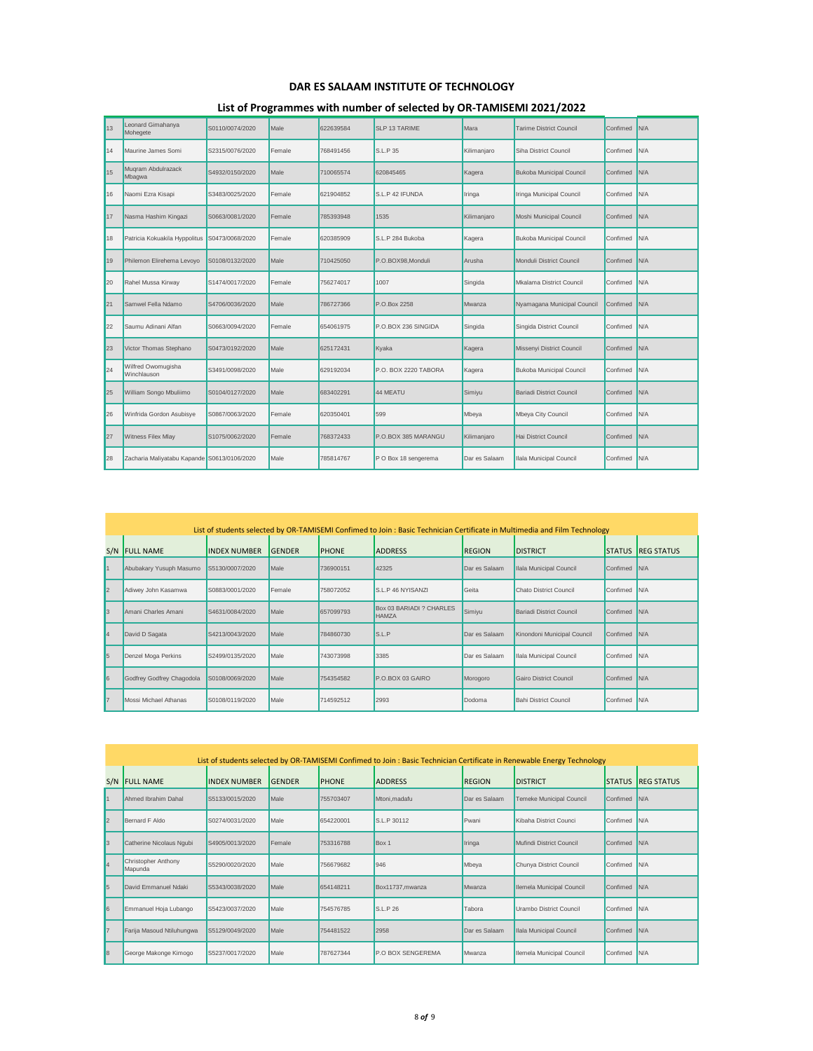# DAR ES SALAAM INSTITUTE OF TECHNOLOGY

## List of Programmes with number of selected by OR-TAMISEMI 2021/2022

| | | | | | | | | | |
|---|---|---|---|---|---|---|---|---|---|
| 13 | Leonard Gimahanya Mohegete | S0110/0074/2020 | Male | 622639584 | SLP 13 TARIME | Mara | Tarime District Council | Confirmed | N/A |
| 14 | Maurine James Somi | S2315/0076/2020 | Female | 768491456 | S.L.P 35 | Kilimanjaro | Siha District Council | Confirmed | N/A |
| 15 | Muqram Abdulrazack Mbagwa | S4932/0150/2020 | Male | 710065574 | 620845465 | Kagera | Bukoba Municipal Council | Confirmed | N/A |
| 16 | Naomi Ezra Kisapi | S3483/0025/2020 | Female | 621904852 | S.L.P 42 IFUNDA | Iringa | Iringa Municipal Council | Confirmed | N/A |
| 17 | Nasma Hashim Kingazi | S0663/0081/2020 | Female | 785393948 | 1535 | Kilimanjaro | Moshi Municipal Council | Confirmed | N/A |
| 18 | Patricia Kokuakila Hyppolitus | S0473/0068/2020 | Female | 620385909 | S.L.P 284 Bukoba | Kagera | Bukoba Municipal Council | Confirmed | N/A |
| 19 | Philemon Elirehema Levoyo | S0108/0132/2020 | Male | 710425050 | P.O.BOX98,Monduli | Arusha | Monduli District Council | Confirmed | N/A |
| 20 | Rahel Mussa Kirway | S1474/0017/2020 | Female | 756274017 | 1007 | Singida | Mkalama District Council | Confirmed | N/A |
| 21 | Samwel Fella Ndamo | S4706/0036/2020 | Male | 786727366 | P.O.Box 2258 | Mwanza | Nyamagana Municipal Council | Confirmed | N/A |
| 22 | Saumu Adinani Alfan | S0663/0094/2020 | Female | 654061975 | P.O.BOX 236 SINGIDA | Singida | Singida District Council | Confirmed | N/A |
| 23 | Victor Thomas Stephano | S0473/0192/2020 | Male | 625172431 | Kyaka | Kagera | Missenyi District Council | Confirmed | N/A |
| 24 | Wilfred Owomugisha Winchlauson | S3491/0098/2020 | Male | 629192034 | P.O. BOX 2220 TABORA | Kagera | Bukoba Municipal Council | Confirmed | N/A |
| 25 | William Songo Mbuliimo | S0104/0127/2020 | Male | 683402291 | 44 MEATU | Simiyu | Bariadi District Council | Confirmed | N/A |
| 26 | Winfrida Gordon Asubisye | S0867/0063/2020 | Female | 620350401 | 599 | Mbeya | Mbeya City Council | Confirmed | N/A |
| 27 | Witness Filex Mlay | S1075/0062/2020 | Female | 768372433 | P.O.BOX 385 MARANGU | Kilimanjaro | Hai District Council | Confirmed | N/A |
| 28 | Zacharia Maliyatabu Kapande | S0613/0106/2020 | Male | 785814767 | P O Box 18 sengerema | Dar es Salaam | Ilala Municipal Council | Confirmed | N/A |

List of students selected by OR-TAMISEMI Confimed to Join : Basic Technician Certificate in Multimedia and Film Technology

| S/N | FULL NAME | INDEX NUMBER | GENDER | PHONE | ADDRESS | REGION | DISTRICT | STATUS | REG STATUS |
|---|---|---|---|---|---|---|---|---|---|
| 1 | Abubakary Yusuph Masumo | S5130/0007/2020 | Male | 736900151 | 42325 | Dar es Salaam | Ilala Municipal Council | Confirmed | N/A |
| 2 | Adiwey John Kasamwa | S0883/0001/2020 | Female | 758072052 | S.L.P 46 NYISANZI | Geita | Chato District Council | Confirmed | N/A |
| 3 | Amani Charles Amani | S4631/0084/2020 | Male | 657099793 | Box 03 BARIADI ? CHARLES HAMZA | Simiyu | Bariadi District Council | Confirmed | N/A |
| 4 | David D Sagata | S4213/0043/2020 | Male | 784860730 | S.L.P | Dar es Salaam | Kinondoni Municipal Council | Confirmed | N/A |
| 5 | Denzel Moga Perkins | S2499/0135/2020 | Male | 743073998 | 3385 | Dar es Salaam | Ilala Municipal Council | Confirmed | N/A |
| 6 | Godfrey Godfrey Chagodola | S0108/0069/2020 | Male | 754354582 | P.O.BOX 03 GAIRO | Morogoro | Gairo District Council | Confirmed | N/A |
| 7 | Mossi Michael Athanas | S0108/0119/2020 | Male | 714592512 | 2993 | Dodoma | Bahi District Council | Confirmed | N/A |

List of students selected by OR-TAMISEMI Confimed to Join : Basic Technician Certificate in Renewable Energy Technology

| S/N | FULL NAME | INDEX NUMBER | GENDER | PHONE | ADDRESS | REGION | DISTRICT | STATUS | REG STATUS |
|---|---|---|---|---|---|---|---|---|---|
| 1 | Ahmed Ibrahim Dahal | S5133/0015/2020 | Male | 755703407 | Mtoni,madafu | Dar es Salaam | Temeke Municipal Council | Confirmed | N/A |
| 2 | Bernard F Aldo | S0274/0031/2020 | Male | 654220001 | S.L.P 30112 | Pwani | Kibaha District Counci | Confirmed | N/A |
| 3 | Catherine Nicolaus Ngubi | S4905/0013/2020 | Female | 753316788 | Box 1 | Iringa | Mufindi District Council | Confirmed | N/A |
| 4 | Christopher Anthony Mapunda | S5290/0020/2020 | Male | 756679682 | 946 | Mbeya | Chunya District Council | Confirmed | N/A |
| 5 | David Emmanuel Ndaki | S5343/0038/2020 | Male | 654148211 | Box11737,mwanza | Mwanza | Ilemela Municipal Council | Confirmed | N/A |
| 6 | Emmanuel Hoja Lubango | S5423/0037/2020 | Male | 754576785 | S.L.P 26 | Tabora | Urambo District Council | Confirmed | N/A |
| 7 | Farija Masoud Ntiluhungwa | S5129/0049/2020 | Male | 754481522 | 2958 | Dar es Salaam | Ilala Municipal Council | Confirmed | N/A |
| 8 | George Makonge Kimogo | S5237/0017/2020 | Male | 787627344 | P.O BOX SENGEREMA | Mwanza | Ilemela Municipal Council | Confirmed | N/A |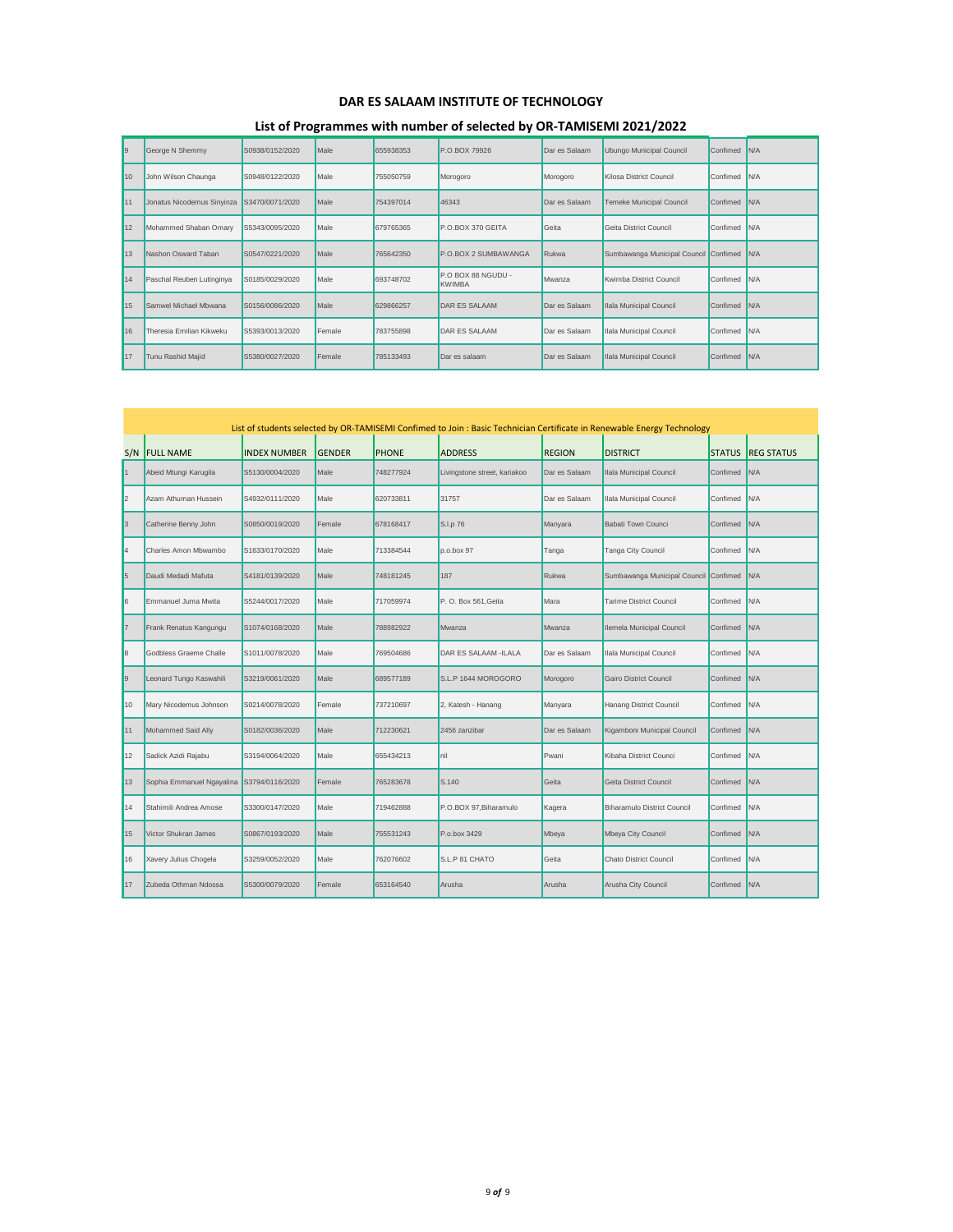# DAR ES SALAAM INSTITUTE OF TECHNOLOGY

## List of Programmes with number of selected by OR-TAMISEMI 2021/2022

| | | | | | | | | | |
|---|---|---|---|---|---|---|---|---|---|
| 9 | George N Shemmy | S0938/0152/2020 | Male | 655938353 | P.O.BOX 79926 | Dar es Salaam | Ubungo Municipal Council | Confirmed | N/A |
| 10 | John Wilson Chaunga | S0948/0122/2020 | Male | 755050759 | Morogoro | Morogoro | Kilosa District Council | Confirmed | N/A |
| 11 | Jonatus Nicodemus Sinyinza | S3470/0071/2020 | Male | 754397014 | 46343 | Dar es Salaam | Temeke Municipal Council | Confirmed | N/A |
| 12 | Mohammed Shaban Omary | S5343/0095/2020 | Male | 679765365 | P.O.BOX 370 GEITA | Geita | Geita District Council | Confirmed | N/A |
| 13 | Nashon Osward Taban | S0547/0221/2020 | Male | 765642350 | P.O.BOX 2 SUMBAWANGA | Rukwa | Sumbawanga Municipal Council | Confirmed | N/A |
| 14 | Paschal Reuben Lutinginya | S0185/0029/2020 | Male | 693748702 | P.O BOX 88 NGUDU - KWIMBA | Mwanza | Kwimba District Council | Confirmed | N/A |
| 15 | Samwel Michael Mbwana | S0156/0086/2020 | Male | 629866257 | DAR ES SALAAM | Dar es Salaam | Ilala Municipal Council | Confirmed | N/A |
| 16 | Theresia Emilian Kikweku | S5393/0013/2020 | Female | 783755898 | DAR ES SALAAM | Dar es Salaam | Ilala Municipal Council | Confirmed | N/A |
| 17 | Tunu Rashid Majid | S5380/0027/2020 | Female | 785133493 | Dar es salaam | Dar es Salaam | Ilala Municipal Council | Confirmed | N/A |

List of students selected by OR-TAMISEMI Confimed to Join : Basic Technician Certificate in Renewable Energy Technology

| S/N | FULL NAME | INDEX NUMBER | GENDER | PHONE | ADDRESS | REGION | DISTRICT | STATUS | REG STATUS |
|---|---|---|---|---|---|---|---|---|---|
| 1 | Abeid Mtungi Karugila | S5130/0004/2020 | Male | 748277924 | Livingstone street, kariakoo | Dar es Salaam | Ilala Municipal Council | Confirmed | N/A |
| 2 | Azam Athuman Hussein | S4932/0111/2020 | Male | 620733811 | 31757 | Dar es Salaam | Ilala Municipal Council | Confirmed | N/A |
| 3 | Catherine Benny John | S0850/0019/2020 | Female | 678168417 | S.l.p 76 | Manyara | Babati Town Counci | Confirmed | N/A |
| 4 | Charles Amon Mbwambo | S1633/0170/2020 | Male | 713384544 | p.o.box 97 | Tanga | Tanga City Council | Confirmed | N/A |
| 5 | Daudi Medadi Mafuta | S4181/0139/2020 | Male | 748181245 | 187 | Rukwa | Sumbawanga Municipal Council | Confirmed | N/A |
| 6 | Emmanuel Juma Mwita | S5244/0017/2020 | Male | 717059974 | P. O. Box 561,Geita | Mara | Tarime District Council | Confirmed | N/A |
| 7 | Frank Renatus Kangungu | S1074/0168/2020 | Male | 788982922 | Mwanza | Mwanza | Ilemela Municipal Council | Confirmed | N/A |
| 8 | Godbless Graeme Challe | S1011/0078/2020 | Male | 769504686 | DAR ES SALAAM -ILALA | Dar es Salaam | Ilala Municipal Council | Confirmed | N/A |
| 9 | Leonard Tungo Kaswahili | S3219/0061/2020 | Male | 689577189 | S.L.P 1644 MOROGORO | Morogoro | Gairo District Council | Confirmed | N/A |
| 10 | Mary Nicodemus Johnson | S0214/0078/2020 | Female | 737210697 | 2, Katesh - Hanang | Manyara | Hanang District Council | Confirmed | N/A |
| 11 | Mohammed Said Ally | S0182/0036/2020 | Male | 712230621 | 2456 zanzibar | Dar es Salaam | Kigamboni Municipal Council | Confirmed | N/A |
| 12 | Sadick Azidi Rajabu | S3194/0064/2020 | Male | 655434213 | nil | Pwani | Kibaha District Counci | Confirmed | N/A |
| 13 | Sophia Emmanuel Ngayalina | S3794/0116/2020 | Female | 765283678 | S.140 | Geita | Geita District Council | Confirmed | N/A |
| 14 | Stahimili Andrea Amose | S3300/0147/2020 | Male | 719462888 | P.O.BOX 97,Biharamulo | Kagera | Biharamulo District Council | Confirmed | N/A |
| 15 | Victor Shukran James | S0867/0193/2020 | Male | 755531243 | P.o.box 3429 | Mbeya | Mbeya City Council | Confirmed | N/A |
| 16 | Xavery Julius Chogela | S3259/0052/2020 | Male | 762076602 | S.L.P 81 CHATO | Geita | Chato District Council | Confirmed | N/A |
| 17 | Zubeda Othman Ndossa | S5300/0079/2020 | Female | 653164540 | Arusha | Arusha | Arusha City Council | Confirmed | N/A |